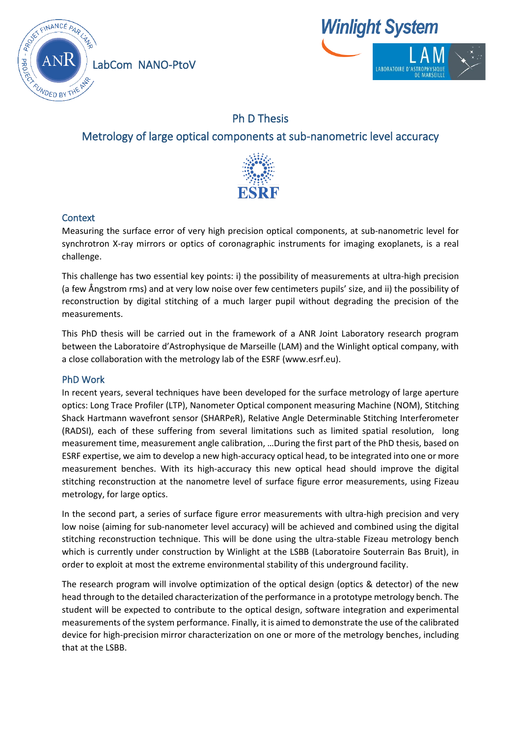LabCom NANO-PtoV

# Ph D Thesis

## Metrology of large optical components at sub-nanometric level accuracy

### Context

Measuring the surface error of very high precision optical components, at sub-nanometric level for synchrotron X-ray mirrors or optics of coronagraphic instruments for imaging exoplanets, is a real challenge.

This challenge has two essential key points: i) the possibility of measurements at ultra-high precision (a few Ångstrom rms) and at very low noise over few centimeters pupils' size, and ii) the possibility of reconstruction by digital stitching of a much larger pupil without degrading the precision of the measurements.

This PhD thesis will be carried out in the framework of a ANR Joint Laboratory research program between the Laboratoire d'Astrophysique de Marseille (LAM) and the Winlight optical company, with a close collaboration with the metrology lab of the ESRF (www.esrf.eu).

### PhD Work

In recent years, several techniques have been developed for the surface metrology of large aperture optics: Long Trace Profiler (LTP), Nanometer Optical component measuring Machine (NOM), Stitching Shack Hartmann wavefront sensor (SHARPeR), Relative Angle Determinable Stitching Interferometer (RADSI), each of these suffering from several limitations such as limited spatial resolution, long measurement time, measurement angle calibration, …During the first part of the PhD thesis, based on ESRF expertise, we aim to develop a new high-accuracy optical head, to be integrated into one or more measurement benches. With its high-accuracy this new optical head should improve the digital stitching reconstruction at the nanometre level of surface figure error measurements, using Fizeau metrology, for large optics.

In the second part, a series of surface figure error measurements with ultra-high precision and very low noise (aiming for sub-nanometer level accuracy) will be achieved and combined using the digital stitching reconstruction technique. This will be done using the ultra-stable Fizeau metrology bench which is currently under construction by Winlight at the LSBB (Laboratoire Souterrain Bas Bruit), in order to exploit at most the extreme environmental stability of this underground facility.

The research program will involve optimization of the optical design (optics & detector) of the new head through to the detailed characterization of the performance in a prototype metrology bench. The student will be expected to contribute to the optical design, software integration and experimental measurements of the system performance. Finally, it is aimed to demonstrate the use of the calibrated device for high-precision mirror characterization on one or more of the metrology benches, including that at the LSBB.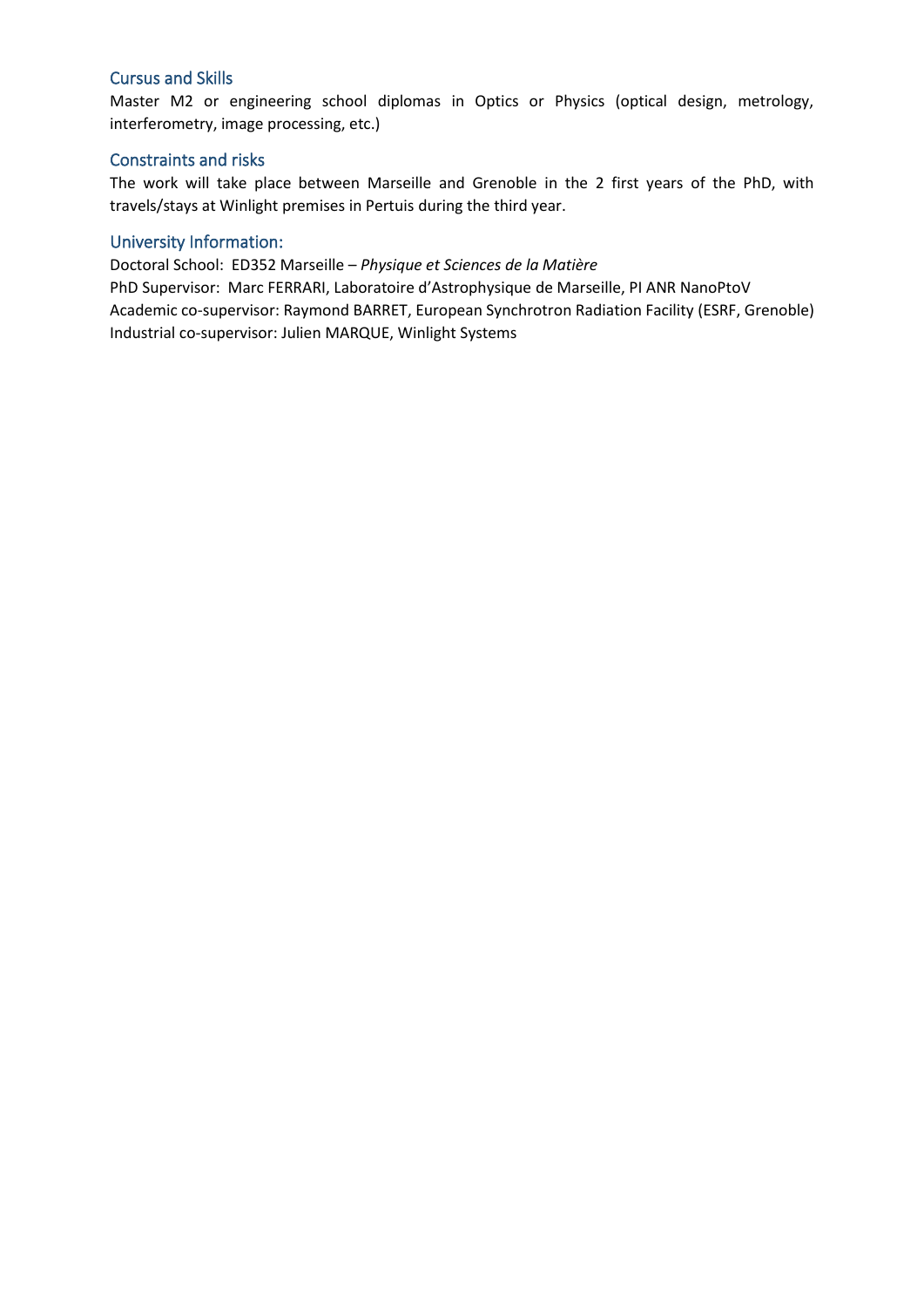## Cursus and Skills

Master M2 or engineering school diplomas in Optics or Physics (optical design, metrology, interferometry, image processing, etc.)

## Constraints and risks

The work will take place between Marseille and Grenoble in the 2 first years of the PhD, with travels/stays at Winlight premises in Pertuis during the third year.

## University Information:

Doctoral School: ED352 Marseille – *Physique et Sciences de la Matière*
PhD Supervisor: Marc FERRARI, Laboratoire d'Astrophysique de Marseille, PI ANR NanoPtoV
Academic co-supervisor: Raymond BARRET, European Synchrotron Radiation Facility (ESRF, Grenoble)
Industrial co-supervisor: Julien MARQUE, Winlight Systems